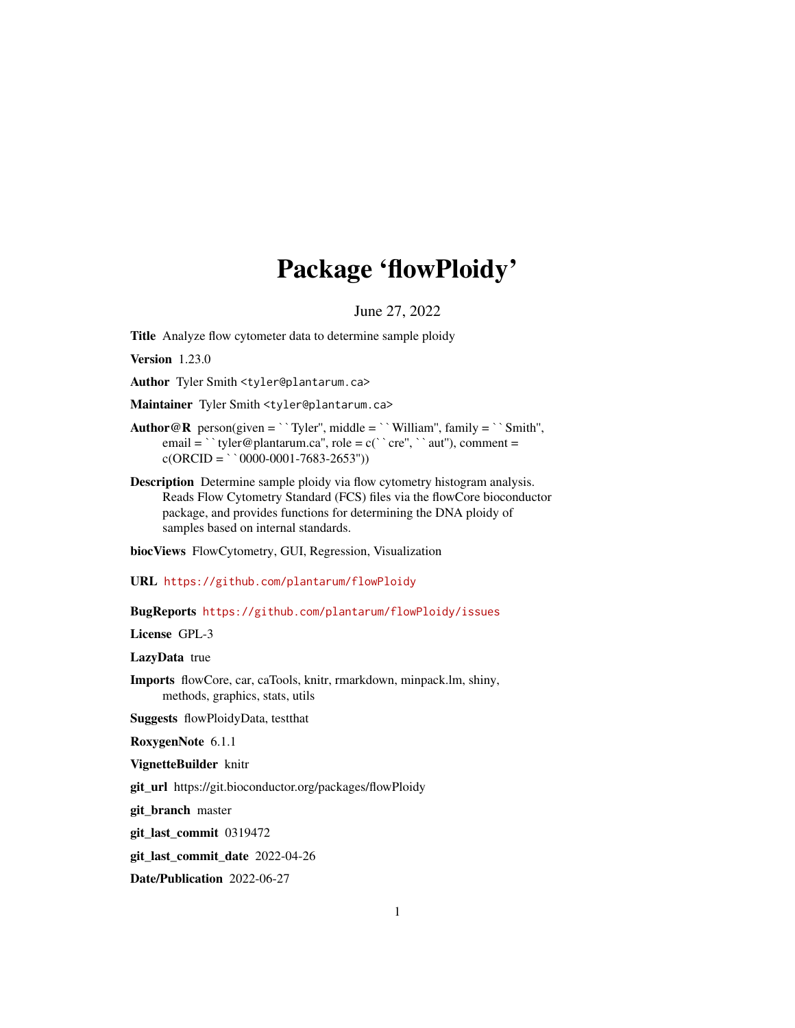# Package 'flowPloidy'

June 27, 2022

**Title** Analyze flow cytometer data to determine sample ploidy

**Version** 1.23.0

**Author** Tyler Smith <tyler@plantarum.ca>

**Maintainer** Tyler Smith <tyler@plantarum.ca>

**Author@R** person(given = ``Tyler'', middle = ``William'', family = ``Smith'', email = ``tyler@plantarum.ca'', role = c(``cre'', ``aut''), comment = c(ORCID = ``0000-0001-7683-2653''))

**Description** Determine sample ploidy via flow cytometry histogram analysis. Reads Flow Cytometry Standard (FCS) files via the flowCore bioconductor package, and provides functions for determining the DNA ploidy of samples based on internal standards.

**biocViews** FlowCytometry, GUI, Regression, Visualization

**URL** https://github.com/plantarum/flowPloidy

**BugReports** https://github.com/plantarum/flowPloidy/issues

**License** GPL-3

**LazyData** true

**Imports** flowCore, car, caTools, knitr, rmarkdown, minpack.lm, shiny, methods, graphics, stats, utils

**Suggests** flowPloidyData, testthat

**RoxygenNote** 6.1.1

**VignetteBuilder** knitr

**git_url** https://git.bioconductor.org/packages/flowPloidy

**git_branch** master

**git_last_commit** 0319472

**git_last_commit_date** 2022-04-26

**Date/Publication** 2022-06-27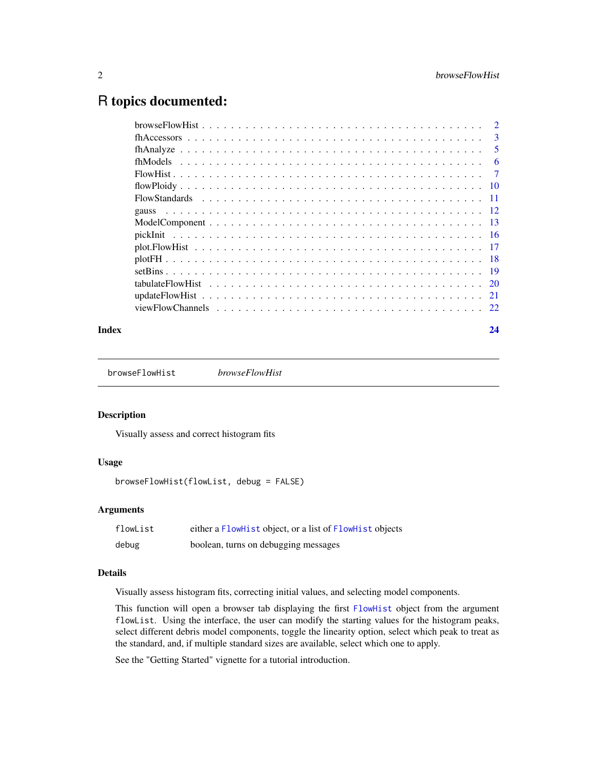# R topics documented:

| | |
|---|---|
| browseFlowHist | 2 |
| fhAccessors | 3 |
| fhAnalyze | 5 |
| fhModels | 6 |
| FlowHist | 7 |
| flowPloidy | 10 |
| FlowStandards | 11 |
| gauss | 12 |
| ModelComponent | 13 |
| pickInit | 16 |
| plot.FlowHist | 17 |
| plotFH | 18 |
| setBins | 19 |
| tabulateFlowHist | 20 |
| updateFlowHist | 21 |
| viewFlowChannels | 22 |

**Index** 24

---

`browseFlowHist` *browseFlowHist*

---

## Description

Visually assess and correct histogram fits

## Usage

```
browseFlowHist(flowList, debug = FALSE)
```

## Arguments

| | |
|---|---|
| `flowList` | either a `FlowHist` object, or a list of `FlowHist` objects |
| `debug` | boolean, turns on debugging messages |

## Details

Visually assess histogram fits, correcting initial values, and selecting model components.

This function will open a browser tab displaying the first `FlowHist` object from the argument `flowList`. Using the interface, the user can modify the starting values for the histogram peaks, select different debris model components, toggle the linearity option, select which peak to treat as the standard, and, if multiple standard sizes are available, select which one to apply.

See the "Getting Started" vignette for a tutorial introduction.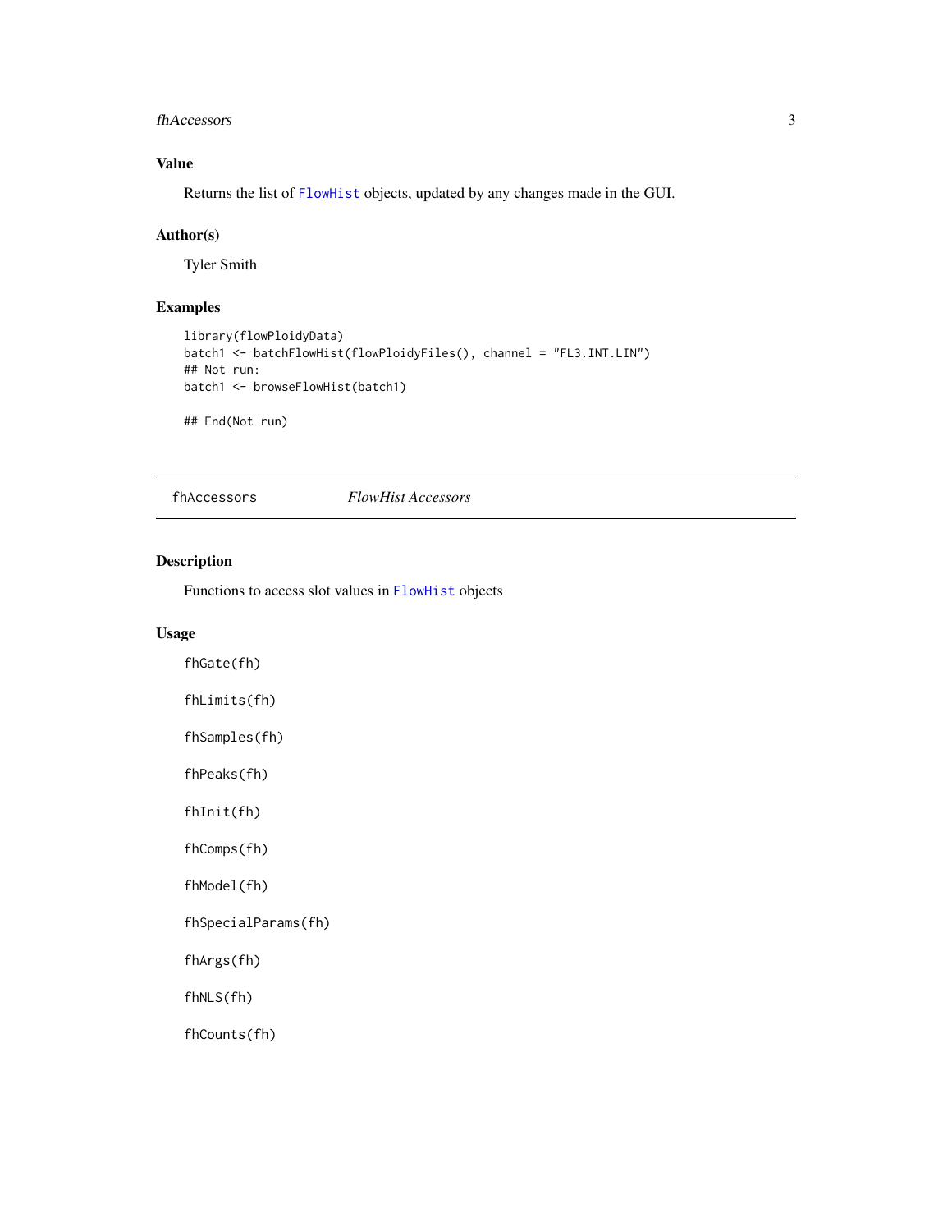## Value

Returns the list of FlowHist objects, updated by any changes made in the GUI.

## Author(s)

Tyler Smith

## Examples

```
library(flowPloidyData)
batch1 <- batchFlowHist(flowPloidyFiles(), channel = "FL3.INT.LIN")
## Not run:
batch1 <- browseFlowHist(batch1)

## End(Not run)
```

---

fhAccessors &nbsp;&nbsp;&nbsp;&nbsp;&nbsp;&nbsp; *FlowHist Accessors*

---

## Description

Functions to access slot values in FlowHist objects

## Usage

```
fhGate(fh)

fhLimits(fh)

fhSamples(fh)

fhPeaks(fh)

fhInit(fh)

fhComps(fh)

fhModel(fh)

fhSpecialParams(fh)

fhArgs(fh)

fhNLS(fh)

fhCounts(fh)
```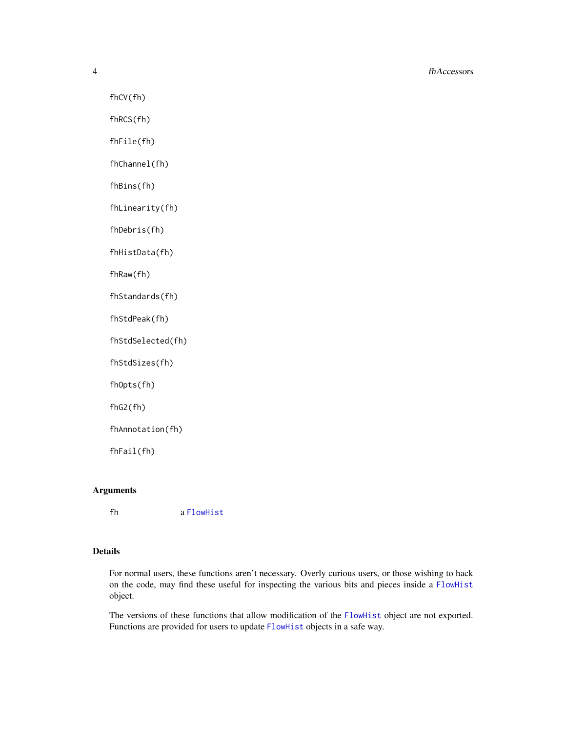```
fhCV(fh)

fhRCS(fh)

fhFile(fh)

fhChannel(fh)

fhBins(fh)

fhLinearity(fh)

fhDebris(fh)

fhHistData(fh)

fhRaw(fh)

fhStandards(fh)

fhStdPeak(fh)

fhStdSelected(fh)

fhStdSizes(fh)

fhOpts(fh)

fhG2(fh)

fhAnnotation(fh)

fhFail(fh)
```

## Arguments

| | |
|---|---|
| `fh` | a `FlowHist` |

## Details

For normal users, these functions aren't necessary. Overly curious users, or those wishing to hack on the code, may find these useful for inspecting the various bits and pieces inside a `FlowHist` object.

The versions of these functions that allow modification of the `FlowHist` object are not exported. Functions are provided for users to update `FlowHist` objects in a safe way.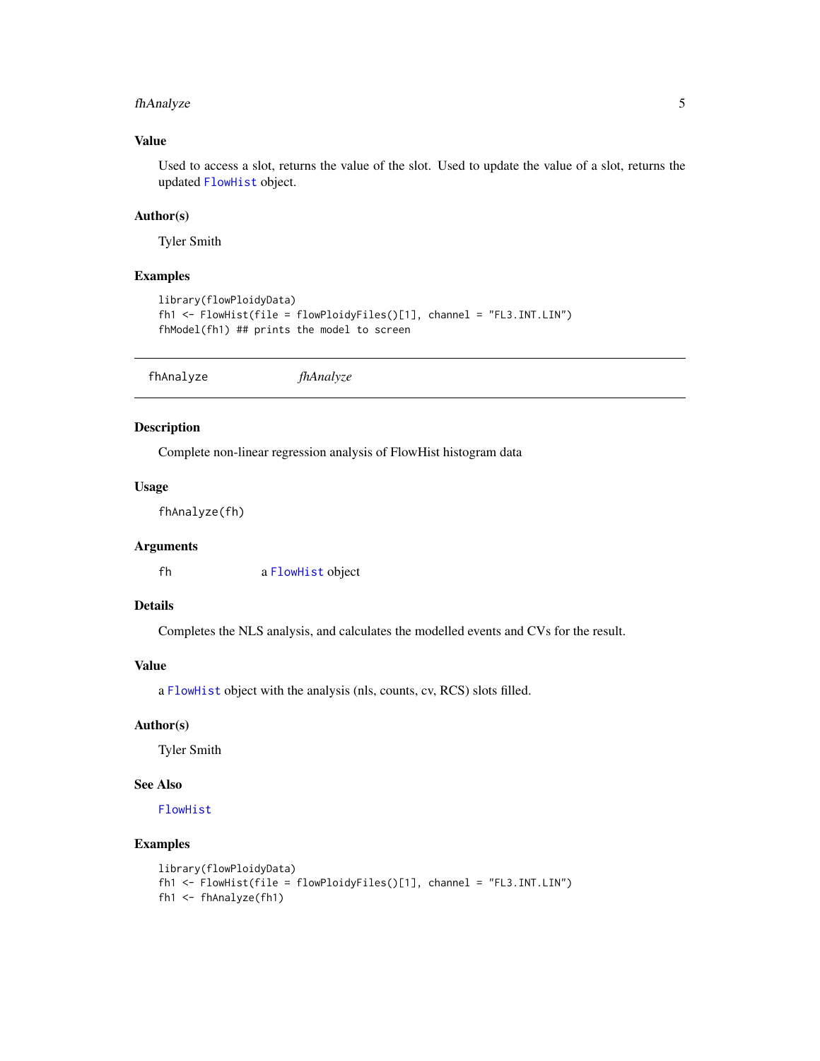### Value

Used to access a slot, returns the value of the slot. Used to update the value of a slot, returns the updated FlowHist object.

### Author(s)

Tyler Smith

### Examples

```
library(flowPloidyData)
fh1 <- FlowHist(file = flowPloidyFiles()[1], channel = "FL3.INT.LIN")
fhModel(fh1) ## prints the model to screen
```

---

## fhAnalyze &nbsp;&nbsp;&nbsp;&nbsp;&nbsp;&nbsp; *fhAnalyze*

---

### Description

Complete non-linear regression analysis of FlowHist histogram data

### Usage

```
fhAnalyze(fh)
```

### Arguments

| | |
|---|---|
| fh | a FlowHist object |

### Details

Completes the NLS analysis, and calculates the modelled events and CVs for the result.

### Value

a FlowHist object with the analysis (nls, counts, cv, RCS) slots filled.

### Author(s)

Tyler Smith

### See Also

FlowHist

### Examples

```
library(flowPloidyData)
fh1 <- FlowHist(file = flowPloidyFiles()[1], channel = "FL3.INT.LIN")
fh1 <- fhAnalyze(fh1)
```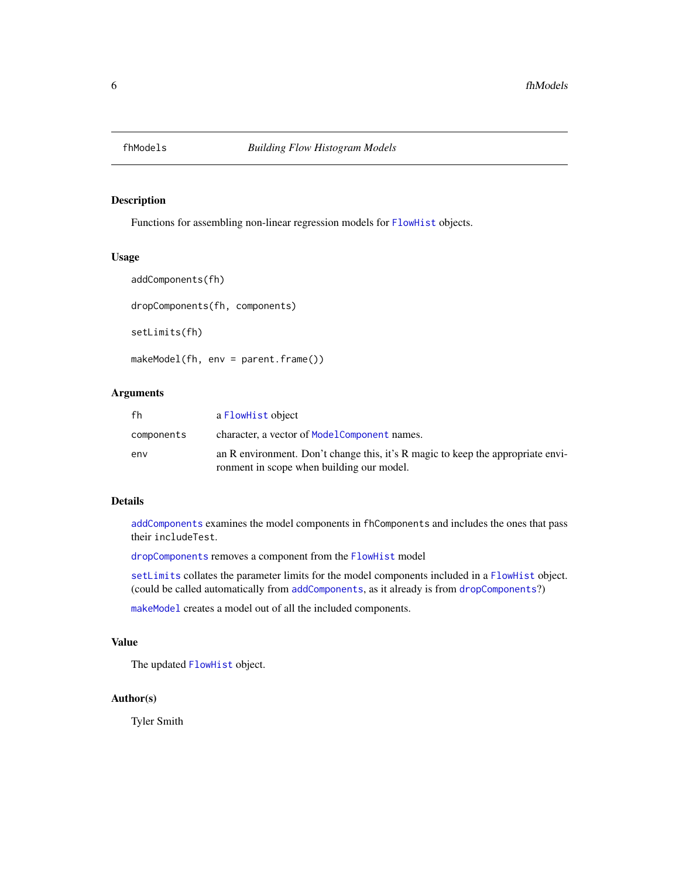# fhModels — *Building Flow Histogram Models*

## Description

Functions for assembling non-linear regression models for `FlowHist` objects.

## Usage

```
addComponents(fh)

dropComponents(fh, components)

setLimits(fh)

makeModel(fh, env = parent.frame())
```

## Arguments

| | |
|---|---|
| `fh` | a `FlowHist` object |
| `components` | character, a vector of `ModelComponent` names. |
| `env` | an R environment. Don't change this, it's R magic to keep the appropriate environment in scope when building our model. |

## Details

`addComponents` examines the model components in `fhComponents` and includes the ones that pass their `includeTest`.

`dropComponents` removes a component from the `FlowHist` model

`setLimits` collates the parameter limits for the model components included in a `FlowHist` object. (could be called automatically from `addComponents`, as it already is from `dropComponents`?)

`makeModel` creates a model out of all the included components.

## Value

The updated `FlowHist` object.

## Author(s)

Tyler Smith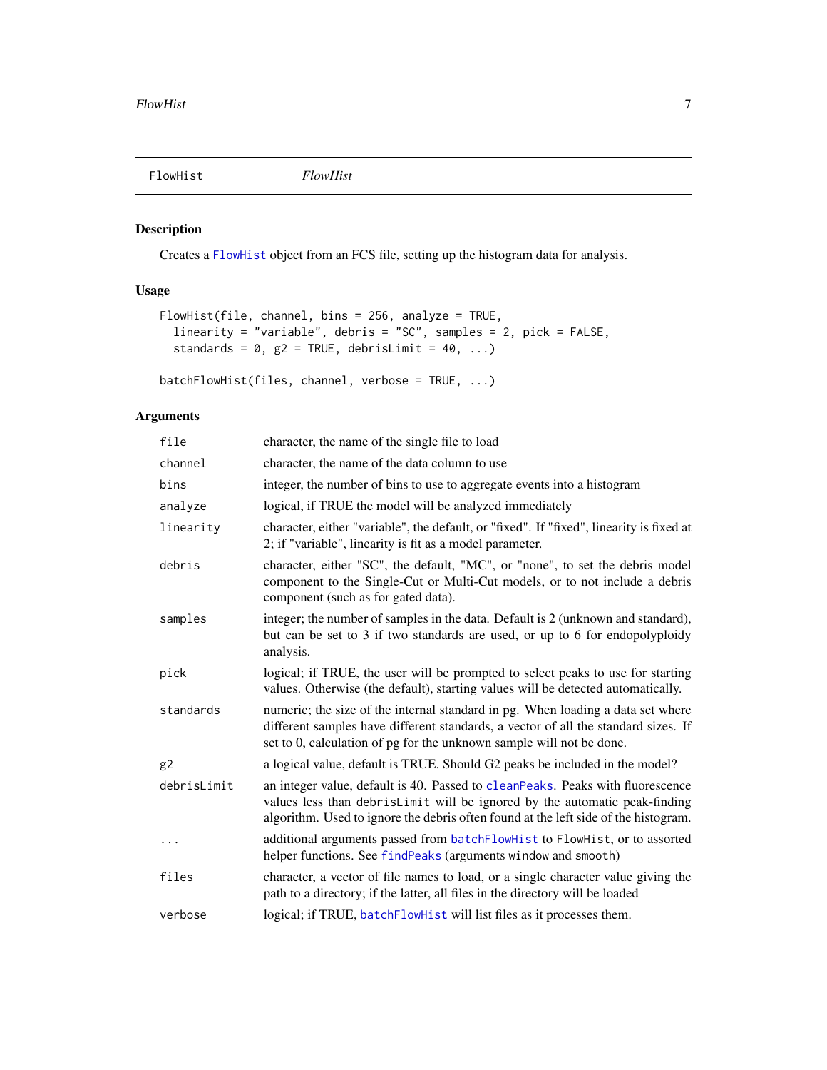FlowHist *FlowHist*

## Description

Creates a FlowHist object from an FCS file, setting up the histogram data for analysis.

## Usage

```
FlowHist(file, channel, bins = 256, analyze = TRUE,
  linearity = "variable", debris = "SC", samples = 2, pick = FALSE,
  standards = 0, g2 = TRUE, debrisLimit = 40, ...)

batchFlowHist(files, channel, verbose = TRUE, ...)
```

## Arguments

| | |
|---|---|
| file | character, the name of the single file to load |
| channel | character, the name of the data column to use |
| bins | integer, the number of bins to use to aggregate events into a histogram |
| analyze | logical, if TRUE the model will be analyzed immediately |
| linearity | character, either "variable", the default, or "fixed". If "fixed", linearity is fixed at 2; if "variable", linearity is fit as a model parameter. |
| debris | character, either "SC", the default, "MC", or "none", to set the debris model component to the Single-Cut or Multi-Cut models, or to not include a debris component (such as for gated data). |
| samples | integer; the number of samples in the data. Default is 2 (unknown and standard), but can be set to 3 if two standards are used, or up to 6 for endopolyploidy analysis. |
| pick | logical; if TRUE, the user will be prompted to select peaks to use for starting values. Otherwise (the default), starting values will be detected automatically. |
| standards | numeric; the size of the internal standard in pg. When loading a data set where different samples have different standards, a vector of all the standard sizes. If set to 0, calculation of pg for the unknown sample will not be done. |
| g2 | a logical value, default is TRUE. Should G2 peaks be included in the model? |
| debrisLimit | an integer value, default is 40. Passed to cleanPeaks. Peaks with fluorescence values less than debrisLimit will be ignored by the automatic peak-finding algorithm. Used to ignore the debris often found at the left side of the histogram. |
| ... | additional arguments passed from batchFlowHist to FlowHist, or to assorted helper functions. See findPeaks (arguments window and smooth) |
| files | character, a vector of file names to load, or a single character value giving the path to a directory; if the latter, all files in the directory will be loaded |
| verbose | logical; if TRUE, batchFlowHist will list files as it processes them. |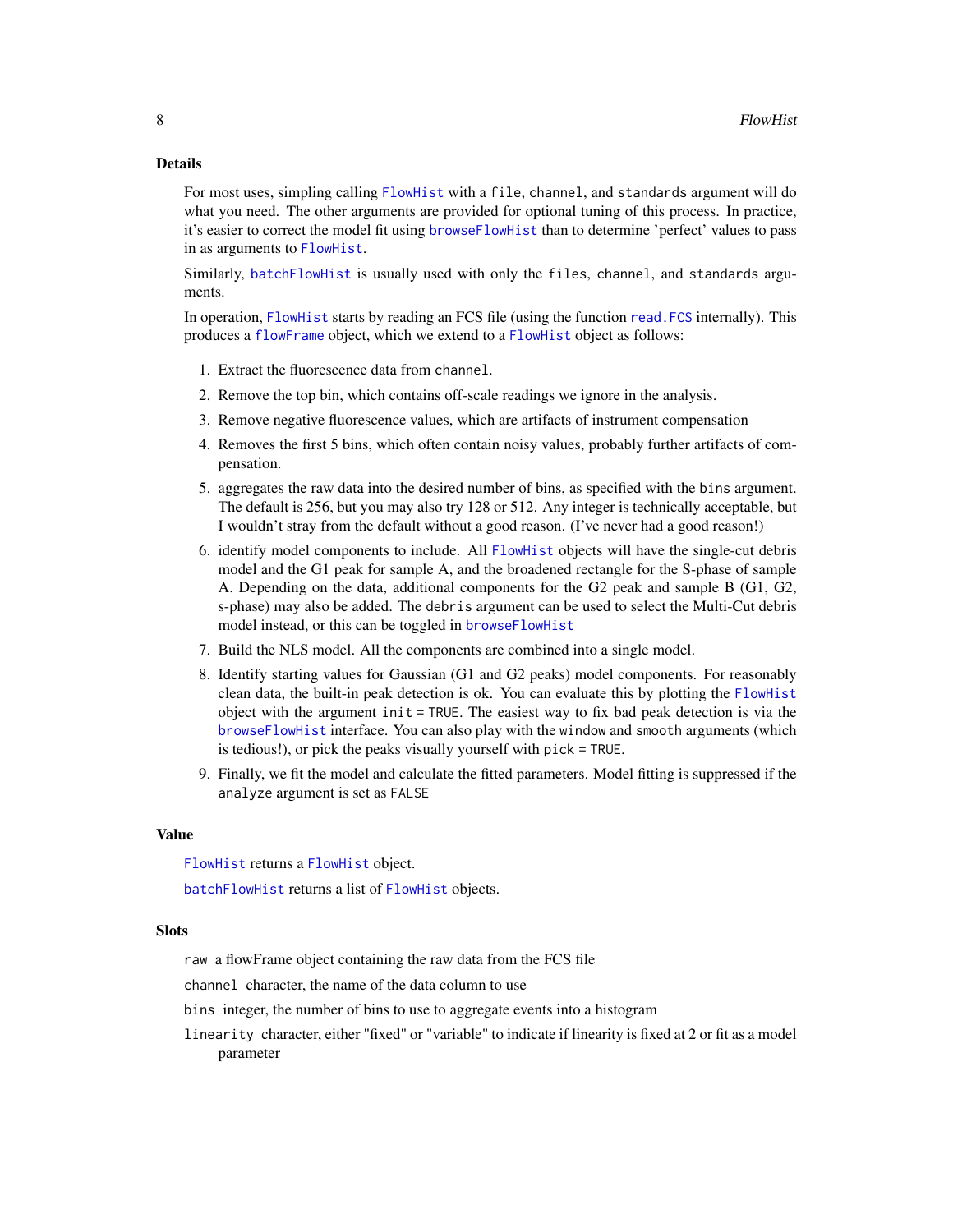## Details

For most uses, simpling calling `FlowHist` with a `file`, `channel`, and `standards` argument will do what you need. The other arguments are provided for optional tuning of this process. In practice, it's easier to correct the model fit using `browseFlowHist` than to determine 'perfect' values to pass in as arguments to `FlowHist`.

Similarly, `batchFlowHist` is usually used with only the `files`, `channel`, and `standards` arguments.

In operation, `FlowHist` starts by reading an FCS file (using the function `read.FCS` internally). This produces a `flowFrame` object, which we extend to a `FlowHist` object as follows:

1. Extract the fluorescence data from `channel`.
2. Remove the top bin, which contains off-scale readings we ignore in the analysis.
3. Remove negative fluorescence values, which are artifacts of instrument compensation
4. Removes the first 5 bins, which often contain noisy values, probably further artifacts of compensation.
5. aggregates the raw data into the desired number of bins, as specified with the `bins` argument. The default is 256, but you may also try 128 or 512. Any integer is technically acceptable, but I wouldn't stray from the default without a good reason. (I've never had a good reason!)
6. identify model components to include. All `FlowHist` objects will have the single-cut debris model and the G1 peak for sample A, and the broadened rectangle for the S-phase of sample A. Depending on the data, additional components for the G2 peak and sample B (G1, G2, s-phase) may also be added. The `debris` argument can be used to select the Multi-Cut debris model instead, or this can be toggled in `browseFlowHist`
7. Build the NLS model. All the components are combined into a single model.
8. Identify starting values for Gaussian (G1 and G2 peaks) model components. For reasonably clean data, the built-in peak detection is ok. You can evaluate this by plotting the `FlowHist` object with the argument `init = TRUE`. The easiest way to fix bad peak detection is via the `browseFlowHist` interface. You can also play with the `window` and `smooth` arguments (which is tedious!), or pick the peaks visually yourself with `pick = TRUE`.
9. Finally, we fit the model and calculate the fitted parameters. Model fitting is suppressed if the `analyze` argument is set as `FALSE`

## Value

`FlowHist` returns a `FlowHist` object.

`batchFlowHist` returns a list of `FlowHist` objects.

## Slots

`raw` a flowFrame object containing the raw data from the FCS file

`channel` character, the name of the data column to use

`bins` integer, the number of bins to use to aggregate events into a histogram

`linearity` character, either "fixed" or "variable" to indicate if linearity is fixed at 2 or fit as a model parameter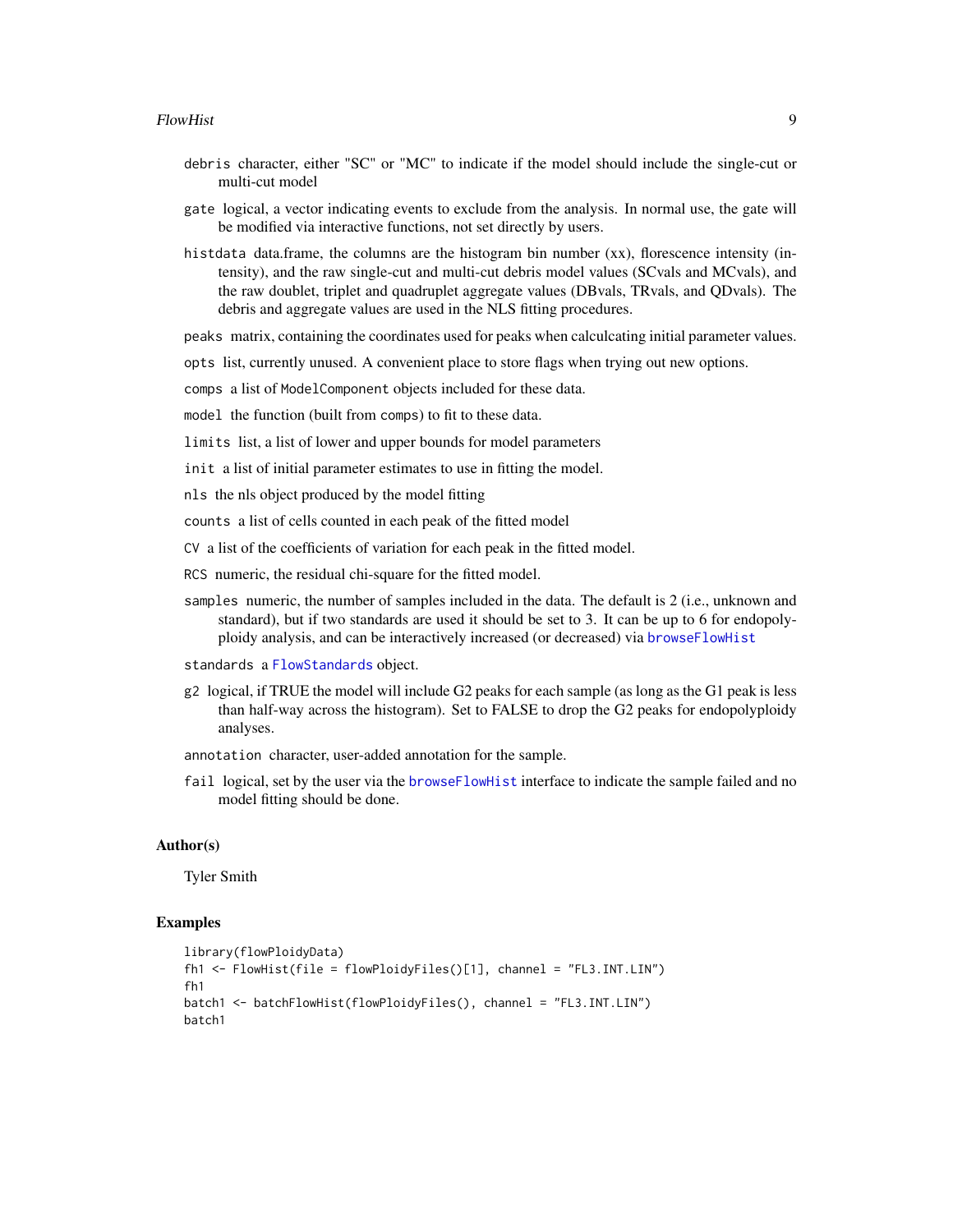`debris` character, either "SC" or "MC" to indicate if the model should include the single-cut or multi-cut model

`gate` logical, a vector indicating events to exclude from the analysis. In normal use, the gate will be modified via interactive functions, not set directly by users.

`histdata` data.frame, the columns are the histogram bin number (xx), florescence intensity (intensity), and the raw single-cut and multi-cut debris model values (SCvals and MCvals), and the raw doublet, triplet and quadruplet aggregate values (DBvals, TRvals, and QDvals). The debris and aggregate values are used in the NLS fitting procedures.

`peaks` matrix, containing the coordinates used for peaks when calculcating initial parameter values.

`opts` list, currently unused. A convenient place to store flags when trying out new options.

`comps` a list of `ModelComponent` objects included for these data.

`model` the function (built from `comps`) to fit to these data.

`limits` list, a list of lower and upper bounds for model parameters

`init` a list of initial parameter estimates to use in fitting the model.

`nls` the nls object produced by the model fitting

`counts` a list of cells counted in each peak of the fitted model

`CV` a list of the coefficients of variation for each peak in the fitted model.

`RCS` numeric, the residual chi-square for the fitted model.

`samples` numeric, the number of samples included in the data. The default is 2 (i.e., unknown and standard), but if two standards are used it should be set to 3. It can be up to 6 for endopolyploidy analysis, and can be interactively increased (or decreased) via `browseFlowHist`

`standards` a `FlowStandards` object.

`g2` logical, if TRUE the model will include G2 peaks for each sample (as long as the G1 peak is less than half-way across the histogram). Set to FALSE to drop the G2 peaks for endopolyploidy analyses.

`annotation` character, user-added annotation for the sample.

`fail` logical, set by the user via the `browseFlowHist` interface to indicate the sample failed and no model fitting should be done.

## Author(s)

Tyler Smith

## Examples

```
library(flowPloidyData)
fh1 <- FlowHist(file = flowPloidyFiles()[1], channel = "FL3.INT.LIN")
fh1
batch1 <- batchFlowHist(flowPloidyFiles(), channel = "FL3.INT.LIN")
batch1
```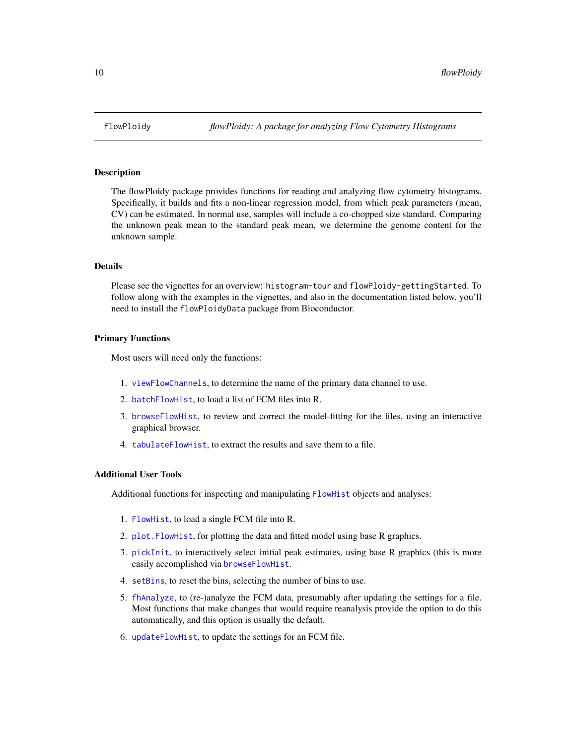# flowPloidy — *flowPloidy: A package for analyzing Flow Cytometry Histograms*

## Description

The flowPloidy package provides functions for reading and analyzing flow cytometry histograms. Specifically, it builds and fits a non-linear regression model, from which peak parameters (mean, CV) can be estimated. In normal use, samples will include a co-chopped size standard. Comparing the unknown peak mean to the standard peak mean, we determine the genome content for the unknown sample.

## Details

Please see the vignettes for an overview: `histogram-tour` and `flowPloidy-gettingStarted`. To follow along with the examples in the vignettes, and also in the documentation listed below, you'll need to install the `flowPloidyData` package from Bioconductor.

## Primary Functions

Most users will need only the functions:

1. `viewFlowChannels`, to determine the name of the primary data channel to use.
2. `batchFlowHist`, to load a list of FCM files into R.
3. `browseFlowHist`, to review and correct the model-fitting for the files, using an interactive graphical browser.
4. `tabulateFlowHist`, to extract the results and save them to a file.

## Additional User Tools

Additional functions for inspecting and manipulating `FlowHist` objects and analyses:

1. `FlowHist`, to load a single FCM file into R.
2. `plot.FlowHist`, for plotting the data and fitted model using base R graphics.
3. `pickInit`, to interactively select initial peak estimates, using base R graphics (this is more easily accomplished via `browseFlowHist`.
4. `setBins`, to reset the bins, selecting the number of bins to use.
5. `fhAnalyze`, to (re-)analyze the FCM data, presumably after updating the settings for a file. Most functions that make changes that would require reanalysis provide the option to do this automatically, and this option is usually the default.
6. `updateFlowHist`, to update the settings for an FCM file.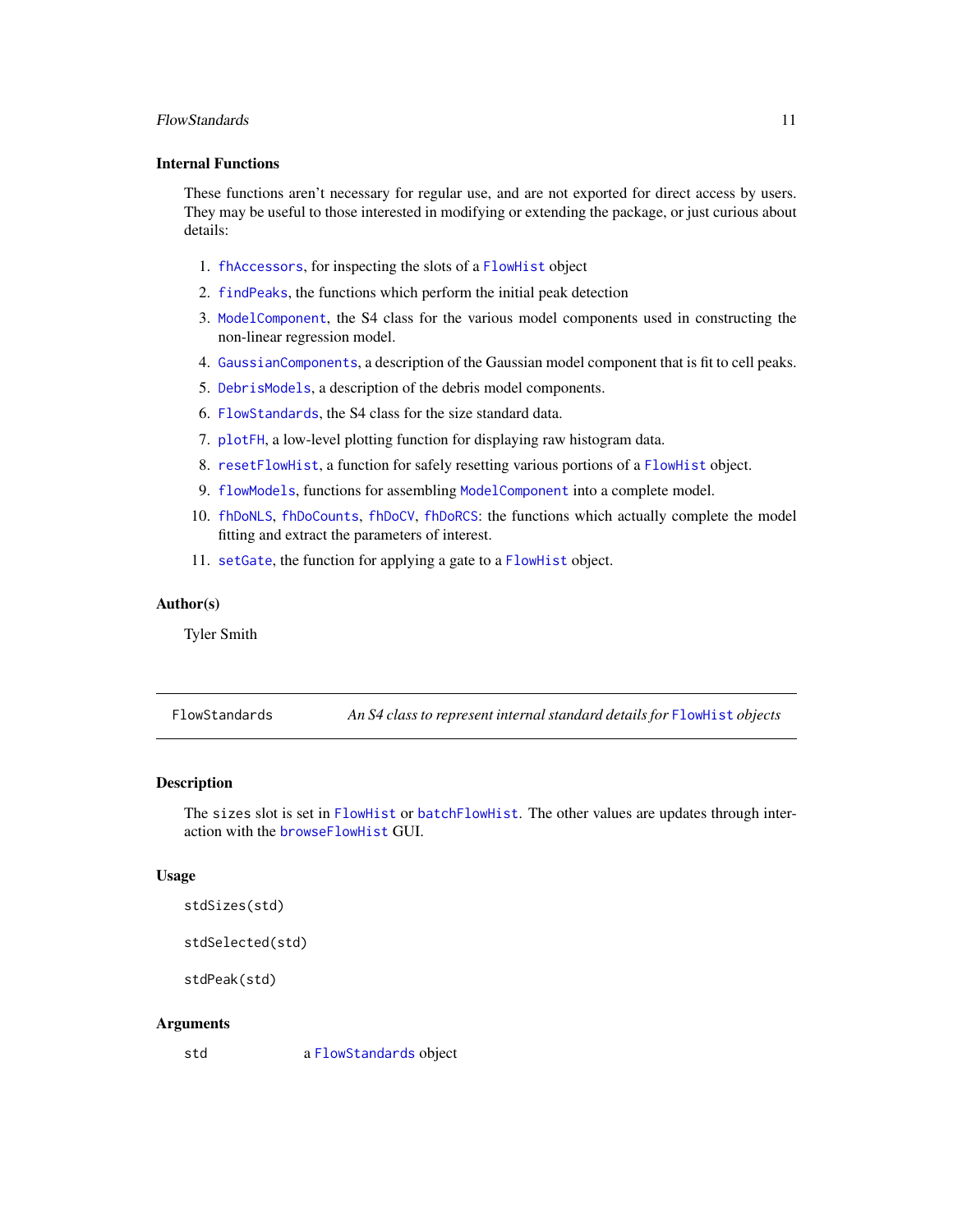### Internal Functions

These functions aren't necessary for regular use, and are not exported for direct access by users. They may be useful to those interested in modifying or extending the package, or just curious about details:

1. `fhAccessors`, for inspecting the slots of a `FlowHist` object
2. `findPeaks`, the functions which perform the initial peak detection
3. `ModelComponent`, the S4 class for the various model components used in constructing the non-linear regression model.
4. `GaussianComponents`, a description of the Gaussian model component that is fit to cell peaks.
5. `DebrisModels`, a description of the debris model components.
6. `FlowStandards`, the S4 class for the size standard data.
7. `plotFH`, a low-level plotting function for displaying raw histogram data.
8. `resetFlowHist`, a function for safely resetting various portions of a `FlowHist` object.
9. `flowModels`, functions for assembling `ModelComponent` into a complete model.
10. `fhDoNLS`, `fhDoCounts`, `fhDoCV`, `fhDoRCS`: the functions which actually complete the model fitting and extract the parameters of interest.
11. `setGate`, the function for applying a gate to a `FlowHist` object.

### Author(s)

Tyler Smith

---

`FlowStandards` *An S4 class to represent internal standard details for* `FlowHist` *objects*

---

### Description

The `sizes` slot is set in `FlowHist` or `batchFlowHist`. The other values are updates through interaction with the `browseFlowHist` GUI.

### Usage

```
stdSizes(std)

stdSelected(std)

stdPeak(std)
```

### Arguments

| | |
|---|---|
| `std` | a `FlowStandards` object |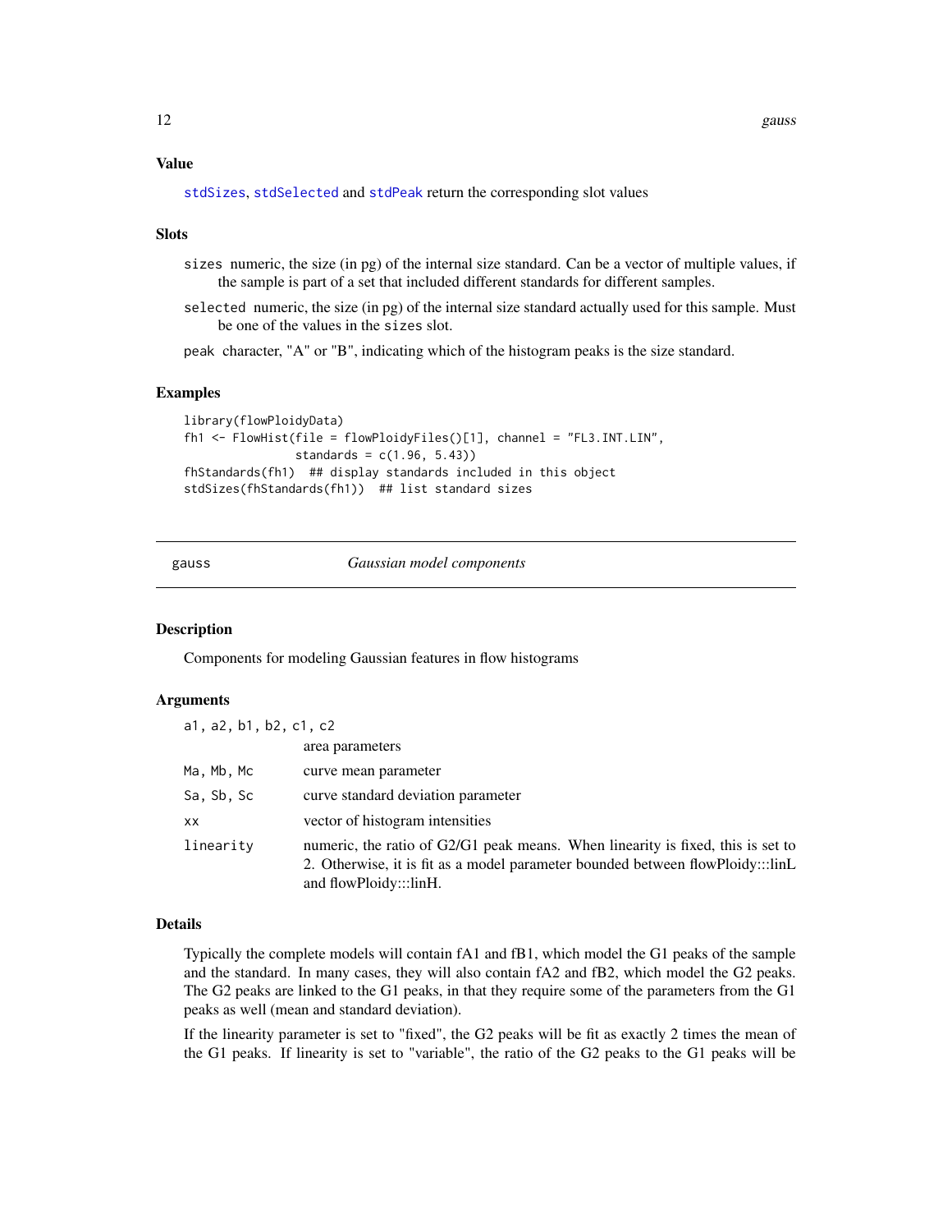### Value

`stdSizes`, `stdSelected` and `stdPeak` return the corresponding slot values

### Slots

- `sizes` numeric, the size (in pg) of the internal size standard. Can be a vector of multiple values, if the sample is part of a set that included different standards for different samples.
- `selected` numeric, the size (in pg) of the internal size standard actually used for this sample. Must be one of the values in the `sizes` slot.
- `peak` character, "A" or "B", indicating which of the histogram peaks is the size standard.

### Examples

```
library(flowPloidyData)
fh1 <- FlowHist(file = flowPloidyFiles()[1], channel = "FL3.INT.LIN",
                standards = c(1.96, 5.43))
fhStandards(fh1)  ## display standards included in this object
stdSizes(fhStandards(fh1))  ## list standard sizes
```

---

## gauss — *Gaussian model components*

### Description

Components for modeling Gaussian features in flow histograms

### Arguments

| | |
|---|---|
| `a1, a2, b1, b2, c1, c2` | area parameters |
| `Ma, Mb, Mc` | curve mean parameter |
| `Sa, Sb, Sc` | curve standard deviation parameter |
| `xx` | vector of histogram intensities |
| `linearity` | numeric, the ratio of G2/G1 peak means. When linearity is fixed, this is set to 2. Otherwise, it is fit as a model parameter bounded between flowPloidy:::linL and flowPloidy:::linH. |

### Details

Typically the complete models will contain fA1 and fB1, which model the G1 peaks of the sample and the standard. In many cases, they will also contain fA2 and fB2, which model the G2 peaks. The G2 peaks are linked to the G1 peaks, in that they require some of the parameters from the G1 peaks as well (mean and standard deviation).

If the linearity parameter is set to "fixed", the G2 peaks will be fit as exactly 2 times the mean of the G1 peaks. If linearity is set to "variable", the ratio of the G2 peaks to the G1 peaks will be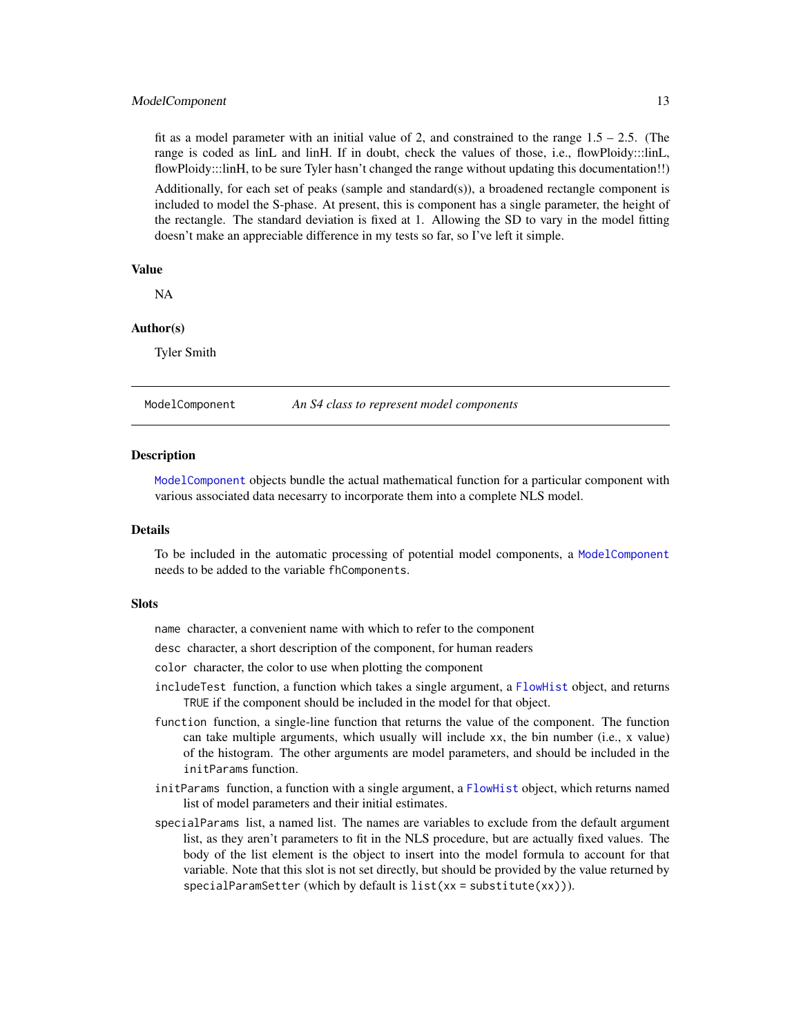fit as a model parameter with an initial value of 2, and constrained to the range 1.5 – 2.5. (The range is coded as linL and linH. If in doubt, check the values of those, i.e., flowPloidy:::linL, flowPloidy:::linH, to be sure Tyler hasn't changed the range without updating this documentation!!)

Additionally, for each set of peaks (sample and standard(s)), a broadened rectangle component is included to model the S-phase. At present, this is component has a single parameter, the height of the rectangle. The standard deviation is fixed at 1. Allowing the SD to vary in the model fitting doesn't make an appreciable difference in my tests so far, so I've left it simple.

### Value

NA

### Author(s)

Tyler Smith

---

## ModelComponent — *An S4 class to represent model components*

### Description

`ModelComponent` objects bundle the actual mathematical function for a particular component with various associated data necesarry to incorporate them into a complete NLS model.

### Details

To be included in the automatic processing of potential model components, a `ModelComponent` needs to be added to the variable `fhComponents`.

### Slots

- `name` character, a convenient name with which to refer to the component
- `desc` character, a short description of the component, for human readers
- `color` character, the color to use when plotting the component
- `includeTest` function, a function which takes a single argument, a `FlowHist` object, and returns `TRUE` if the component should be included in the model for that object.
- `function` function, a single-line function that returns the value of the component. The function can take multiple arguments, which usually will include `xx`, the bin number (i.e., x value) of the histogram. The other arguments are model parameters, and should be included in the `initParams` function.
- `initParams` function, a function with a single argument, a `FlowHist` object, which returns named list of model parameters and their initial estimates.
- `specialParams` list, a named list. The names are variables to exclude from the default argument list, as they aren't parameters to fit in the NLS procedure, but are actually fixed values. The body of the list element is the object to insert into the model formula to account for that variable. Note that this slot is not set directly, but should be provided by the value returned by `specialParamSetter` (which by default is `list(xx = substitute(xx))`).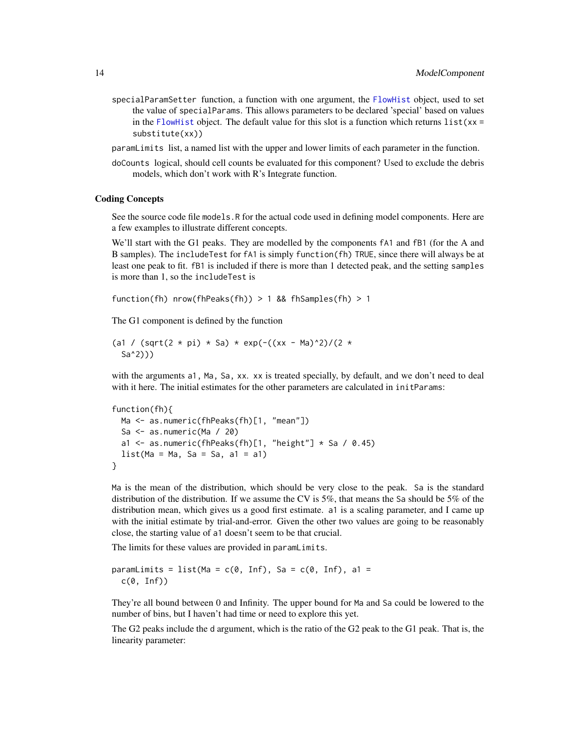specialParamSetter function, a function with one argument, the FlowHist object, used to set the value of specialParams. This allows parameters to be declared 'special' based on values in the FlowHist object. The default value for this slot is a function which returns list(xx = substitute(xx))

paramLimits list, a named list with the upper and lower limits of each parameter in the function.

doCounts logical, should cell counts be evaluated for this component? Used to exclude the debris models, which don't work with R's Integrate function.

### Coding Concepts

See the source code file models.R for the actual code used in defining model components. Here are a few examples to illustrate different concepts.

We'll start with the G1 peaks. They are modelled by the components fA1 and fB1 (for the A and B samples). The includeTest for fA1 is simply function(fh) TRUE, since there will always be at least one peak to fit. fB1 is included if there is more than 1 detected peak, and the setting samples is more than 1, so the includeTest is

```
function(fh) nrow(fhPeaks(fh)) > 1 && fhSamples(fh) > 1
```

The G1 component is defined by the function

```
(a1 / (sqrt(2 * pi) * Sa) * exp(-((xx - Ma)^2)/(2 *
  Sa^2)))
```

with the arguments a1, Ma, Sa, xx. xx is treated specially, by default, and we don't need to deal with it here. The initial estimates for the other parameters are calculated in initParams:

```
function(fh){
  Ma <- as.numeric(fhPeaks(fh)[1, "mean"])
  Sa <- as.numeric(Ma / 20)
  a1 <- as.numeric(fhPeaks(fh)[1, "height"] * Sa / 0.45)
  list(Ma = Ma, Sa = Sa, a1 = a1)
}
```

Ma is the mean of the distribution, which should be very close to the peak. Sa is the standard distribution of the distribution. If we assume the CV is 5%, that means the Sa should be 5% of the distribution mean, which gives us a good first estimate. a1 is a scaling parameter, and I came up with the initial estimate by trial-and-error. Given the other two values are going to be reasonably close, the starting value of a1 doesn't seem to be that crucial.

The limits for these values are provided in paramLimits.

```
paramLimits = list(Ma = c(0, Inf), Sa = c(0, Inf), a1 =
  c(0, Inf))
```

They're all bound between 0 and Infinity. The upper bound for Ma and Sa could be lowered to the number of bins, but I haven't had time or need to explore this yet.

The G2 peaks include the d argument, which is the ratio of the G2 peak to the G1 peak. That is, the linearity parameter: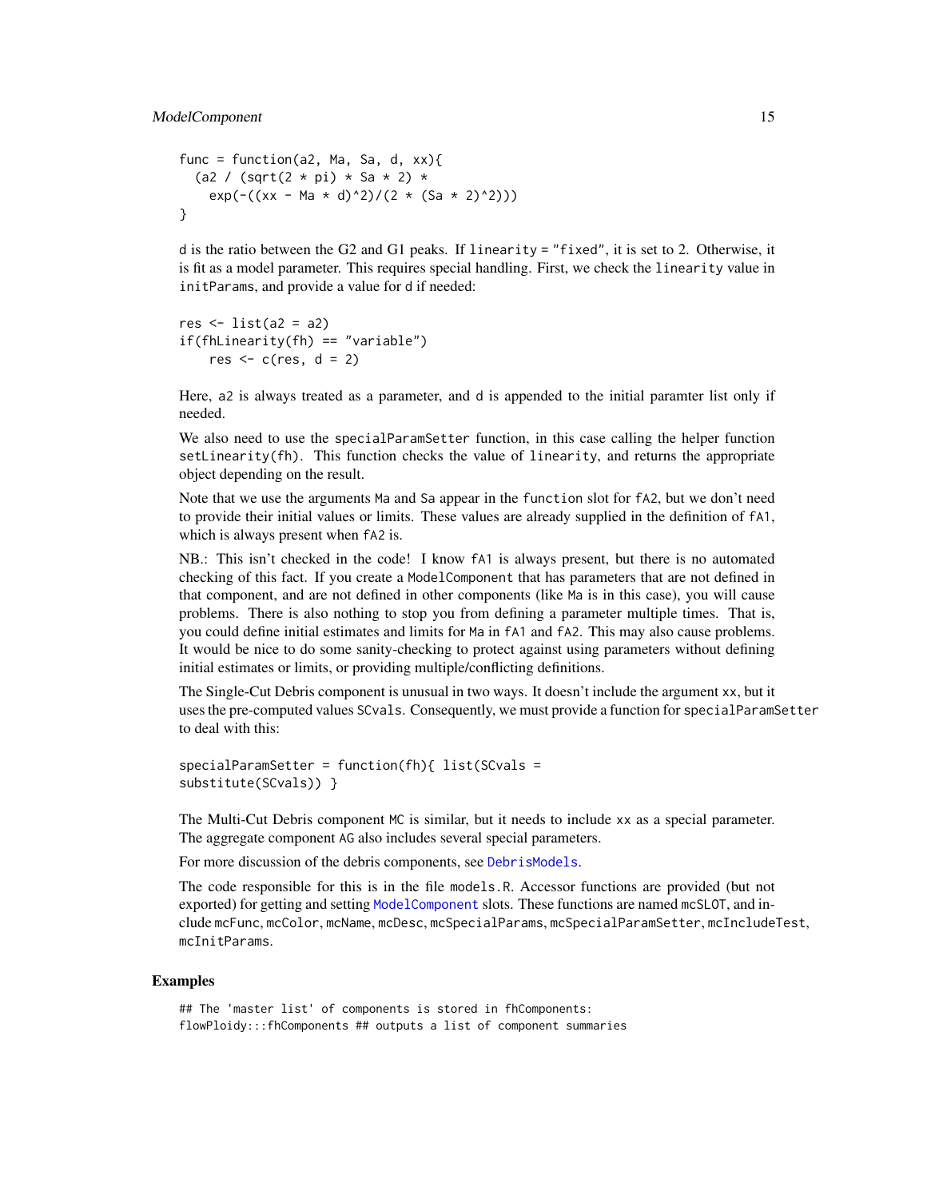```
func = function(a2, Ma, Sa, d, xx){
  (a2 / (sqrt(2 * pi) * Sa * 2) *
    exp(-((xx - Ma * d)^2)/(2 * (Sa * 2)^2)))
}
```

d is the ratio between the G2 and G1 peaks. If `linearity = "fixed"`, it is set to 2. Otherwise, it is fit as a model parameter. This requires special handling. First, we check the `linearity` value in `initParams`, and provide a value for d if needed:

```
res <- list(a2 = a2)
if(fhLinearity(fh) == "variable")
    res <- c(res, d = 2)
```

Here, a2 is always treated as a parameter, and d is appended to the initial paramter list only if needed.

We also need to use the `specialParamSetter` function, in this case calling the helper function `setLinearity(fh)`. This function checks the value of `linearity`, and returns the appropriate object depending on the result.

Note that we use the arguments `Ma` and `Sa` appear in the `function` slot for `fA2`, but we don't need to provide their initial values or limits. These values are already supplied in the definition of `fA1`, which is always present when `fA2` is.

NB.: This isn't checked in the code! I know `fA1` is always present, but there is no automated checking of this fact. If you create a `ModelComponent` that has parameters that are not defined in that component, and are not defined in other components (like `Ma` is in this case), you will cause problems. There is also nothing to stop you from defining a parameter multiple times. That is, you could define initial estimates and limits for `Ma` in `fA1` and `fA2`. This may also cause problems. It would be nice to do some sanity-checking to protect against using parameters without defining initial estimates or limits, or providing multiple/conflicting definitions.

The Single-Cut Debris component is unusual in two ways. It doesn't include the argument `xx`, but it uses the pre-computed values `SCvals`. Consequently, we must provide a function for `specialParamSetter` to deal with this:

```
specialParamSetter = function(fh){ list(SCvals =
substitute(SCvals)) }
```

The Multi-Cut Debris component `MC` is similar, but it needs to include `xx` as a special parameter. The aggregate component `AG` also includes several special parameters.

For more discussion of the debris components, see `DebrisModels`.

The code responsible for this is in the file `models.R`. Accessor functions are provided (but not exported) for getting and setting `ModelComponent` slots. These functions are named `mcSLOT`, and include `mcFunc`, `mcColor`, `mcName`, `mcDesc`, `mcSpecialParams`, `mcSpecialParamSetter`, `mcIncludeTest`, `mcInitParams`.

## Examples

```
## The 'master list' of components is stored in fhComponents:
flowPloidy:::fhComponents ## outputs a list of component summaries
```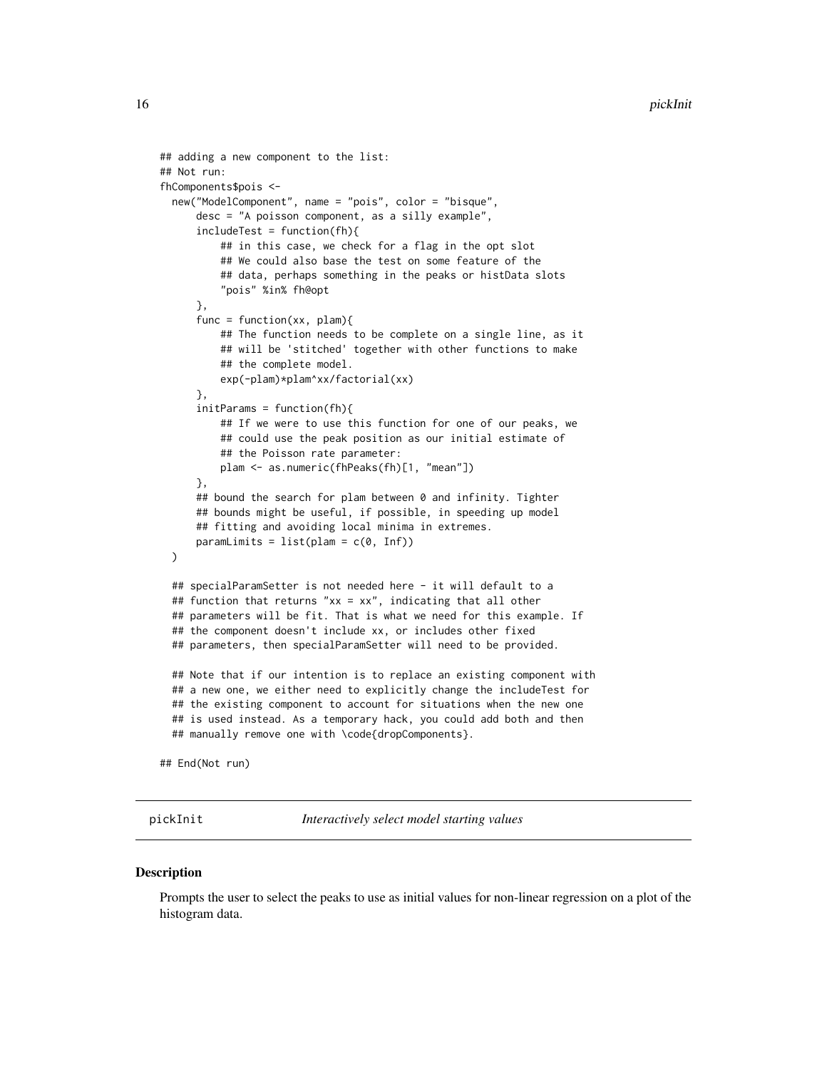```
## adding a new component to the list:
## Not run:
fhComponents$pois <-
  new("ModelComponent", name = "pois", color = "bisque",
      desc = "A poisson component, as a silly example",
      includeTest = function(fh){
          ## in this case, we check for a flag in the opt slot
          ## We could also base the test on some feature of the
          ## data, perhaps something in the peaks or histData slots
          "pois" %in% fh@opt
      },
      func = function(xx, plam){
          ## The function needs to be complete on a single line, as it
          ## will be 'stitched' together with other functions to make
          ## the complete model.
          exp(-plam)*plam^xx/factorial(xx)
      },
      initParams = function(fh){
          ## If we were to use this function for one of our peaks, we
          ## could use the peak position as our initial estimate of
          ## the Poisson rate parameter:
          plam <- as.numeric(fhPeaks(fh)[1, "mean"])
      },
      ## bound the search for plam between 0 and infinity. Tighter
      ## bounds might be useful, if possible, in speeding up model
      ## fitting and avoiding local minima in extremes.
      paramLimits = list(plam = c(0, Inf))
  )

  ## specialParamSetter is not needed here - it will default to a
  ## function that returns "xx = xx", indicating that all other
  ## parameters will be fit. That is what we need for this example. If
  ## the component doesn't include xx, or includes other fixed
  ## parameters, then specialParamSetter will need to be provided.

  ## Note that if our intention is to replace an existing component with
  ## a new one, we either need to explicitly change the includeTest for
  ## the existing component to account for situations when the new one
  ## is used instead. As a temporary hack, you could add both and then
  ## manually remove one with \code{dropComponents}.

## End(Not run)
```

---

## pickInit — *Interactively select model starting values*

### Description

Prompts the user to select the peaks to use as initial values for non-linear regression on a plot of the histogram data.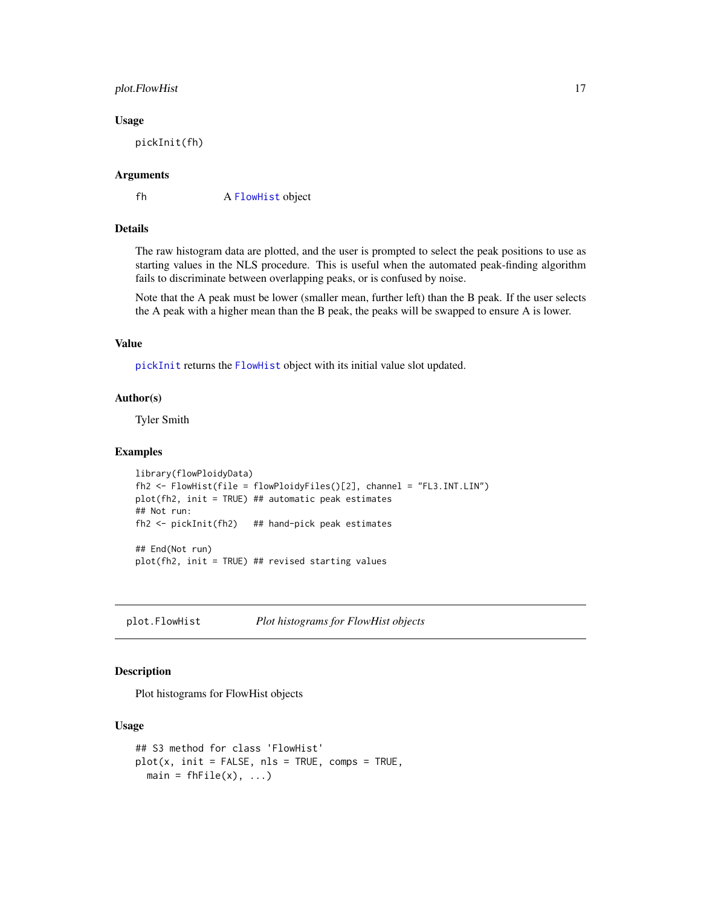### Usage

```
pickInit(fh)
```

### Arguments

fh A FlowHist object

### Details

The raw histogram data are plotted, and the user is prompted to select the peak positions to use as starting values in the NLS procedure. This is useful when the automated peak-finding algorithm fails to discriminate between overlapping peaks, or is confused by noise.

Note that the A peak must be lower (smaller mean, further left) than the B peak. If the user selects the A peak with a higher mean than the B peak, the peaks will be swapped to ensure A is lower.

### Value

pickInit returns the FlowHist object with its initial value slot updated.

### Author(s)

Tyler Smith

### Examples

```
library(flowPloidyData)
fh2 <- FlowHist(file = flowPloidyFiles()[2], channel = "FL3.INT.LIN")
plot(fh2, init = TRUE) ## automatic peak estimates
## Not run:
fh2 <- pickInit(fh2)   ## hand-pick peak estimates

## End(Not run)
plot(fh2, init = TRUE) ## revised starting values
```

---

## plot.FlowHist *Plot histograms for FlowHist objects*

### Description

Plot histograms for FlowHist objects

### Usage

```
## S3 method for class 'FlowHist'
plot(x, init = FALSE, nls = TRUE, comps = TRUE,
  main = fhFile(x), ...)
```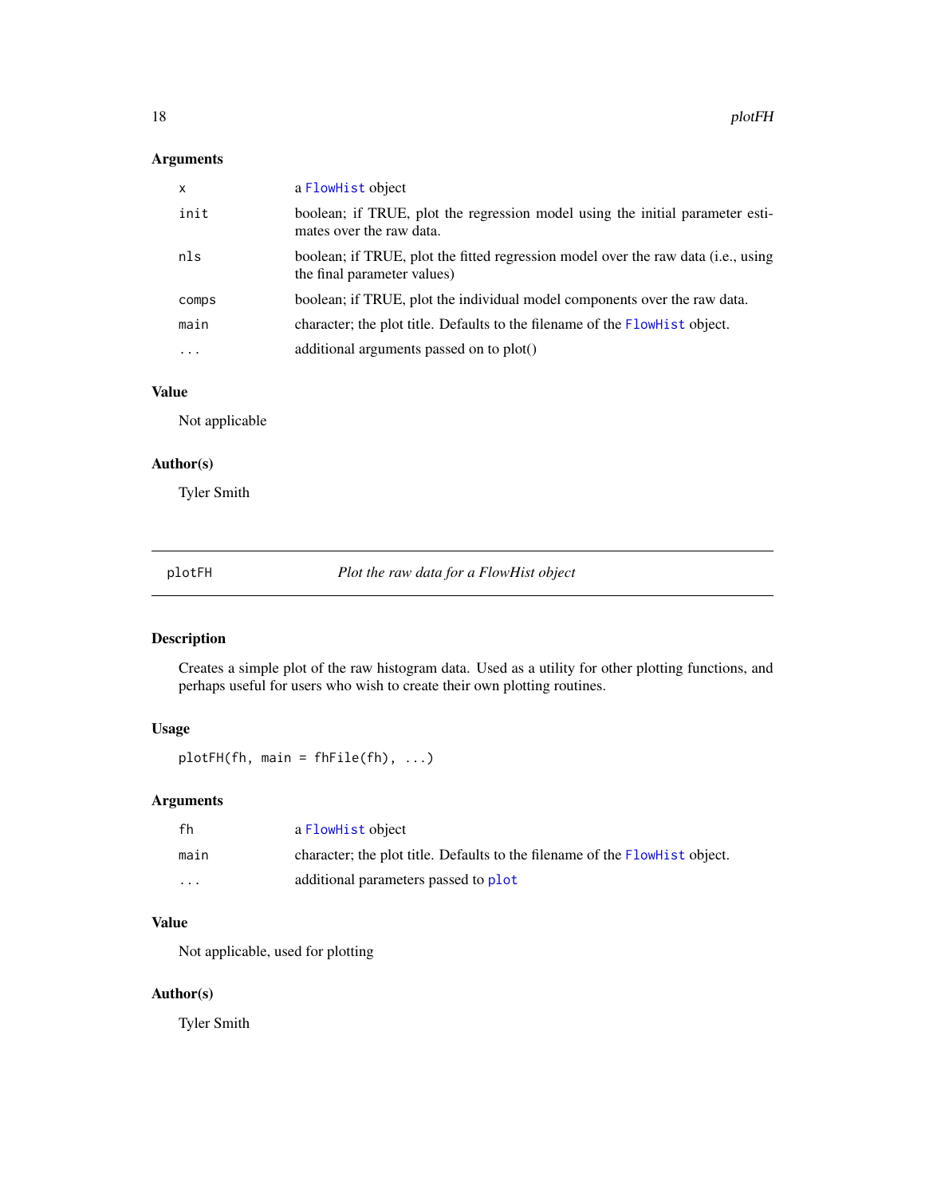### Arguments

| | |
|---|---|
| x | a FlowHist object |
| init | boolean; if TRUE, plot the regression model using the initial parameter estimates over the raw data. |
| nls | boolean; if TRUE, plot the fitted regression model over the raw data (i.e., using the final parameter values) |
| comps | boolean; if TRUE, plot the individual model components over the raw data. |
| main | character; the plot title. Defaults to the filename of the FlowHist object. |
| ... | additional arguments passed on to plot() |

### Value

Not applicable

### Author(s)

Tyler Smith

---

## plotFH — *Plot the raw data for a FlowHist object*

### Description

Creates a simple plot of the raw histogram data. Used as a utility for other plotting functions, and perhaps useful for users who wish to create their own plotting routines.

### Usage

```
plotFH(fh, main = fhFile(fh), ...)
```

### Arguments

| | |
|---|---|
| fh | a FlowHist object |
| main | character; the plot title. Defaults to the filename of the FlowHist object. |
| ... | additional parameters passed to plot |

### Value

Not applicable, used for plotting

### Author(s)

Tyler Smith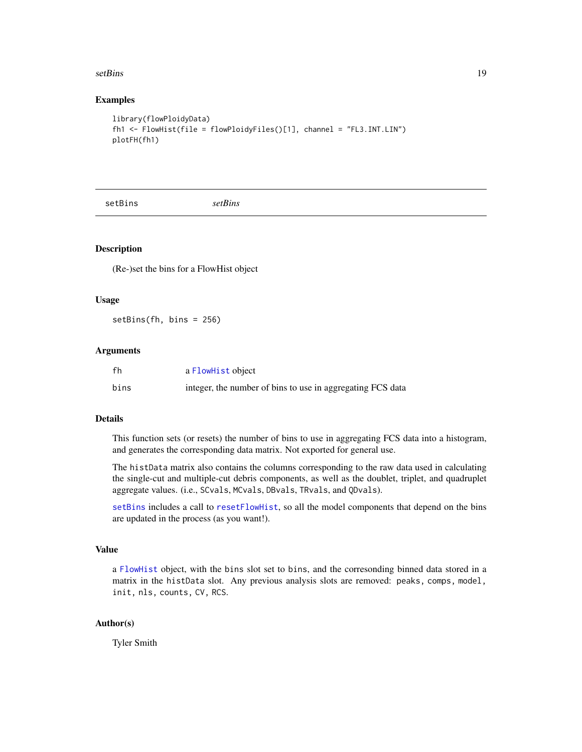## Examples

```
library(flowPloidyData)
fh1 <- FlowHist(file = flowPloidyFiles()[1], channel = "FL3.INT.LIN")
plotFH(fh1)
```

---

# setBins *setBins*

---

### Description

(Re-)set the bins for a FlowHist object

### Usage

```
setBins(fh, bins = 256)
```

### Arguments

| | |
|---|---|
| fh | a FlowHist object |
| bins | integer, the number of bins to use in aggregating FCS data |

### Details

This function sets (or resets) the number of bins to use in aggregating FCS data into a histogram, and generates the corresponding data matrix. Not exported for general use.

The `histData` matrix also contains the columns corresponding to the raw data used in calculating the single-cut and multiple-cut debris components, as well as the doublet, triplet, and quadruplet aggregate values. (i.e., `SCvals`, `MCvals`, `DBvals`, `TRvals`, and `QDvals`).

`setBins` includes a call to `resetFlowHist`, so all the model components that depend on the bins are updated in the process (as you want!).

### Value

a `FlowHist` object, with the `bins` slot set to `bins`, and the corresonding binned data stored in a matrix in the `histData` slot. Any previous analysis slots are removed: `peaks`, `comps`, `model`, `init`, `nls`, `counts`, `CV`, `RCS`.

### Author(s)

Tyler Smith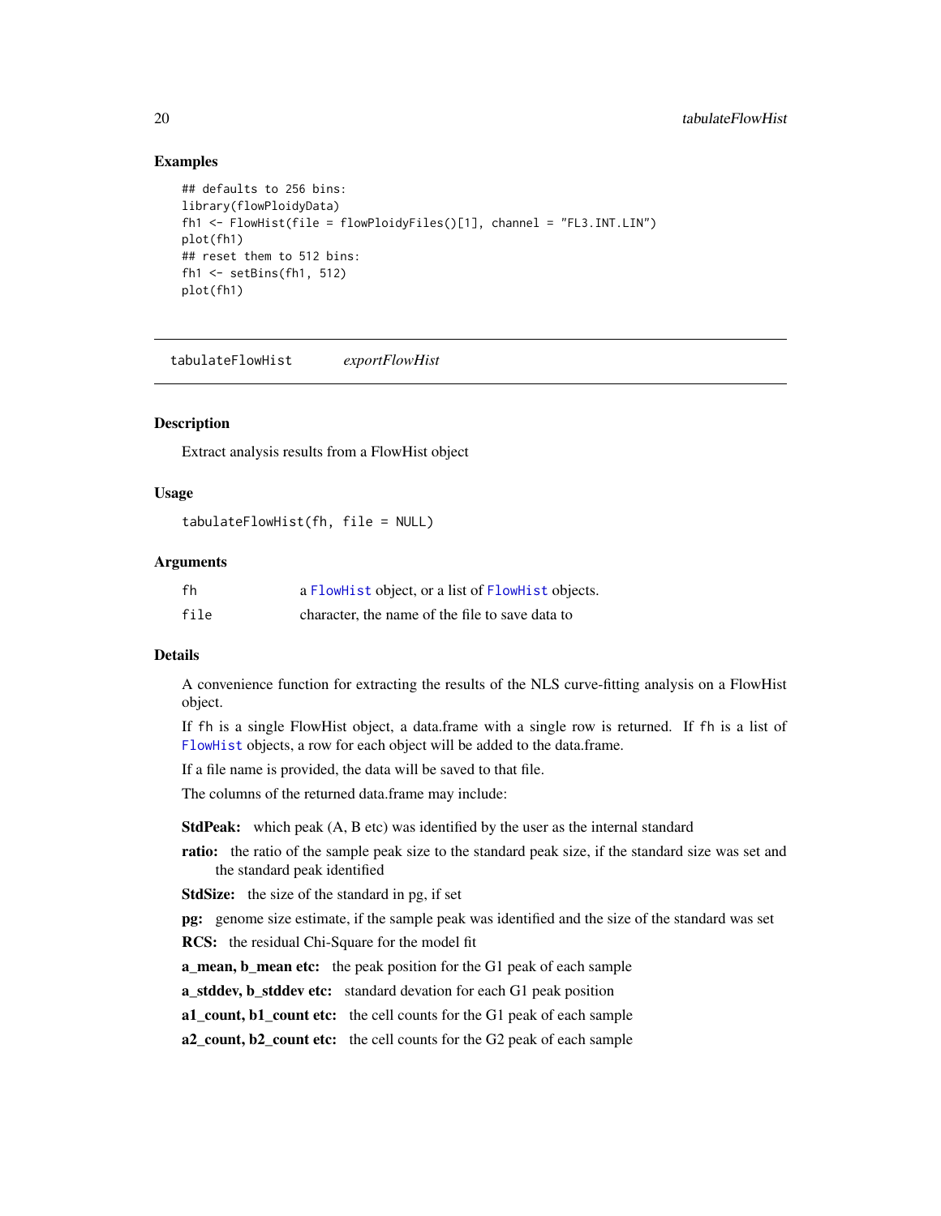## Examples

```
## defaults to 256 bins:
library(flowPloidyData)
fh1 <- FlowHist(file = flowPloidyFiles()[1], channel = "FL3.INT.LIN")
plot(fh1)
## reset them to 512 bins:
fh1 <- setBins(fh1, 512)
plot(fh1)
```

---

`tabulateFlowHist` *exportFlowHist*

---

### Description

Extract analysis results from a FlowHist object

### Usage

```
tabulateFlowHist(fh, file = NULL)
```

### Arguments

| | |
|---|---|
| fh | a FlowHist object, or a list of FlowHist objects. |
| file | character, the name of the file to save data to |

### Details

A convenience function for extracting the results of the NLS curve-fitting analysis on a FlowHist object.

If fh is a single FlowHist object, a data.frame with a single row is returned. If fh is a list of FlowHist objects, a row for each object will be added to the data.frame.

If a file name is provided, the data will be saved to that file.

The columns of the returned data.frame may include:

**StdPeak:** which peak (A, B etc) was identified by the user as the internal standard

**ratio:** the ratio of the sample peak size to the standard peak size, if the standard size was set and the standard peak identified

**StdSize:** the size of the standard in pg, if set

**pg:** genome size estimate, if the sample peak was identified and the size of the standard was set

**RCS:** the residual Chi-Square for the model fit

**a_mean, b_mean etc:** the peak position for the G1 peak of each sample

**a_stddev, b_stddev etc:** standard devation for each G1 peak position

**a1_count, b1_count etc:** the cell counts for the G1 peak of each sample

**a2_count, b2_count etc:** the cell counts for the G2 peak of each sample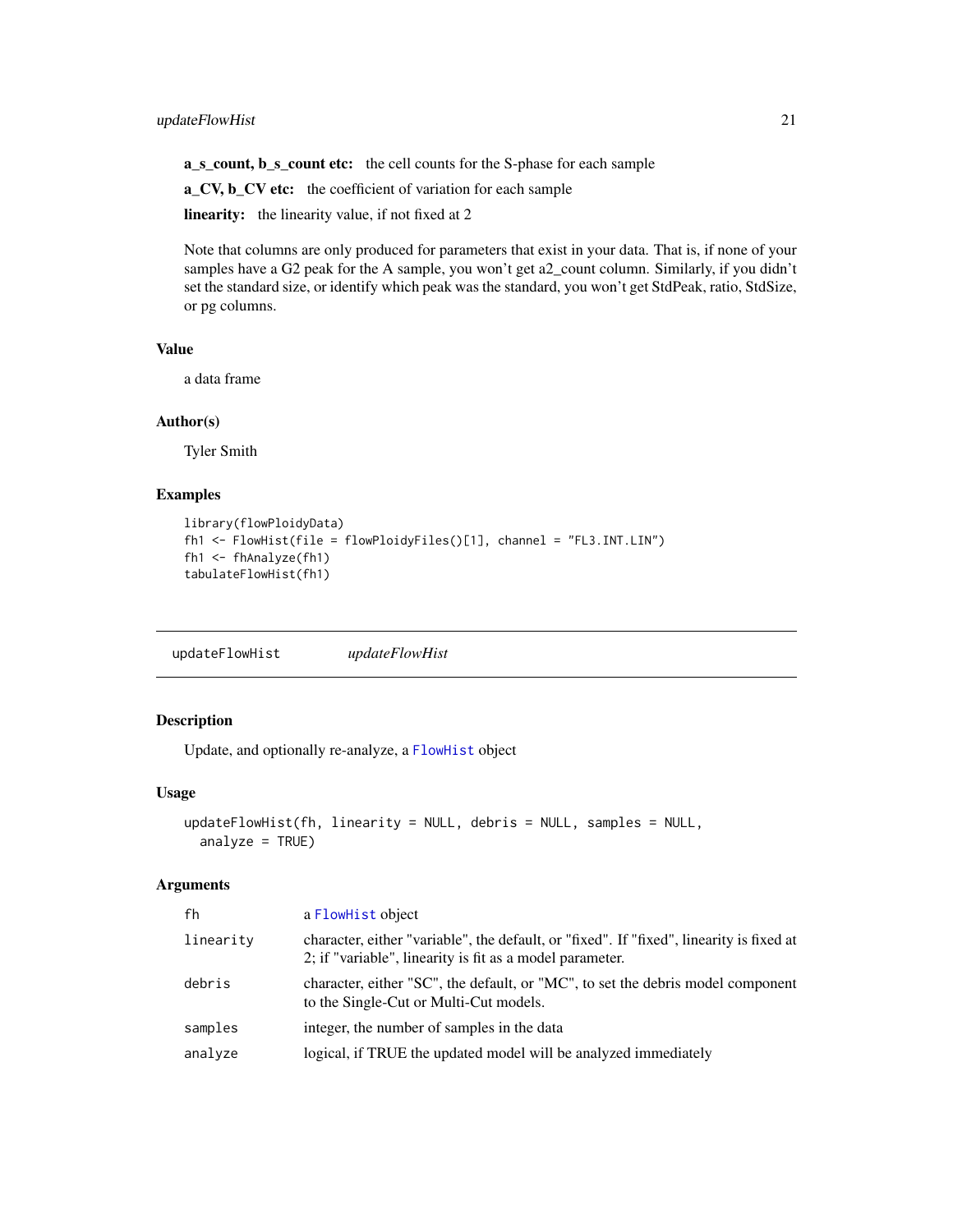**a_s_count, b_s_count etc:** the cell counts for the S-phase for each sample

**a_CV, b_CV etc:** the coefficient of variation for each sample

**linearity:** the linearity value, if not fixed at 2

Note that columns are only produced for parameters that exist in your data. That is, if none of your samples have a G2 peak for the A sample, you won't get a2_count column. Similarly, if you didn't set the standard size, or identify which peak was the standard, you won't get StdPeak, ratio, StdSize, or pg columns.

### Value

a data frame

### Author(s)

Tyler Smith

### Examples

```
library(flowPloidyData)
fh1 <- FlowHist(file = flowPloidyFiles()[1], channel = "FL3.INT.LIN")
fh1 <- fhAnalyze(fh1)
tabulateFlowHist(fh1)
```

---

## updateFlowHist *updateFlowHist*

---

### Description

Update, and optionally re-analyze, a FlowHist object

### Usage

```
updateFlowHist(fh, linearity = NULL, debris = NULL, samples = NULL,
  analyze = TRUE)
```

### Arguments

| | |
|---|---|
| fh | a FlowHist object |
| linearity | character, either "variable", the default, or "fixed". If "fixed", linearity is fixed at 2; if "variable", linearity is fit as a model parameter. |
| debris | character, either "SC", the default, or "MC", to set the debris model component to the Single-Cut or Multi-Cut models. |
| samples | integer, the number of samples in the data |
| analyze | logical, if TRUE the updated model will be analyzed immediately |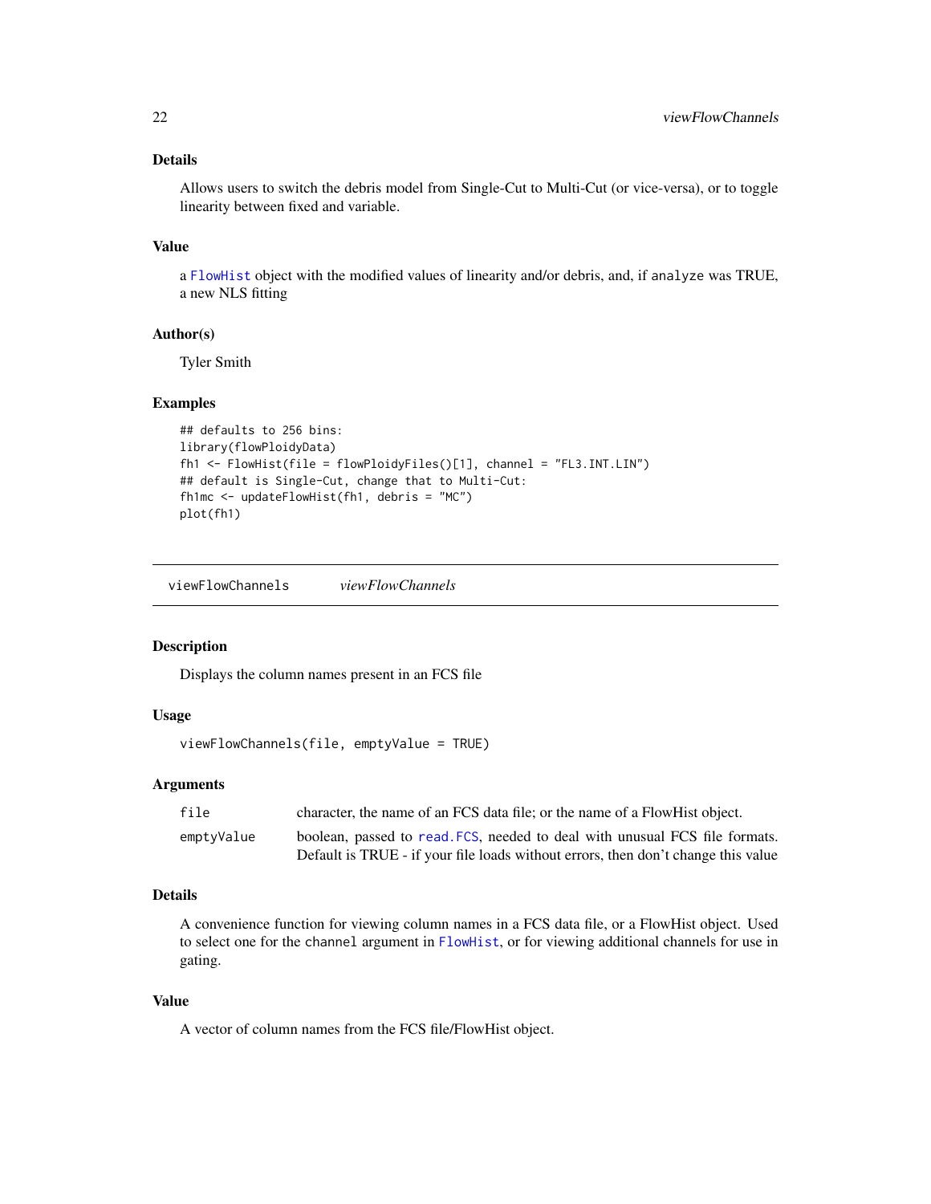### Details

Allows users to switch the debris model from Single-Cut to Multi-Cut (or vice-versa), or to toggle linearity between fixed and variable.

### Value

a `FlowHist` object with the modified values of linearity and/or debris, and, if `analyze` was TRUE, a new NLS fitting

### Author(s)

Tyler Smith

### Examples

```
## defaults to 256 bins:
library(flowPloidyData)
fh1 <- FlowHist(file = flowPloidyFiles()[1], channel = "FL3.INT.LIN")
## default is Single-Cut, change that to Multi-Cut:
fh1mc <- updateFlowHist(fh1, debris = "MC")
plot(fh1)
```

---

## viewFlowChannels *viewFlowChannels*

### Description

Displays the column names present in an FCS file

### Usage

```
viewFlowChannels(file, emptyValue = TRUE)
```

### Arguments

| | |
|---|---|
| `file` | character, the name of an FCS data file; or the name of a FlowHist object. |
| `emptyValue` | boolean, passed to `read.FCS`, needed to deal with unusual FCS file formats. Default is TRUE - if your file loads without errors, then don't change this value |

### Details

A convenience function for viewing column names in a FCS data file, or a FlowHist object. Used to select one for the `channel` argument in `FlowHist`, or for viewing additional channels for use in gating.

### Value

A vector of column names from the FCS file/FlowHist object.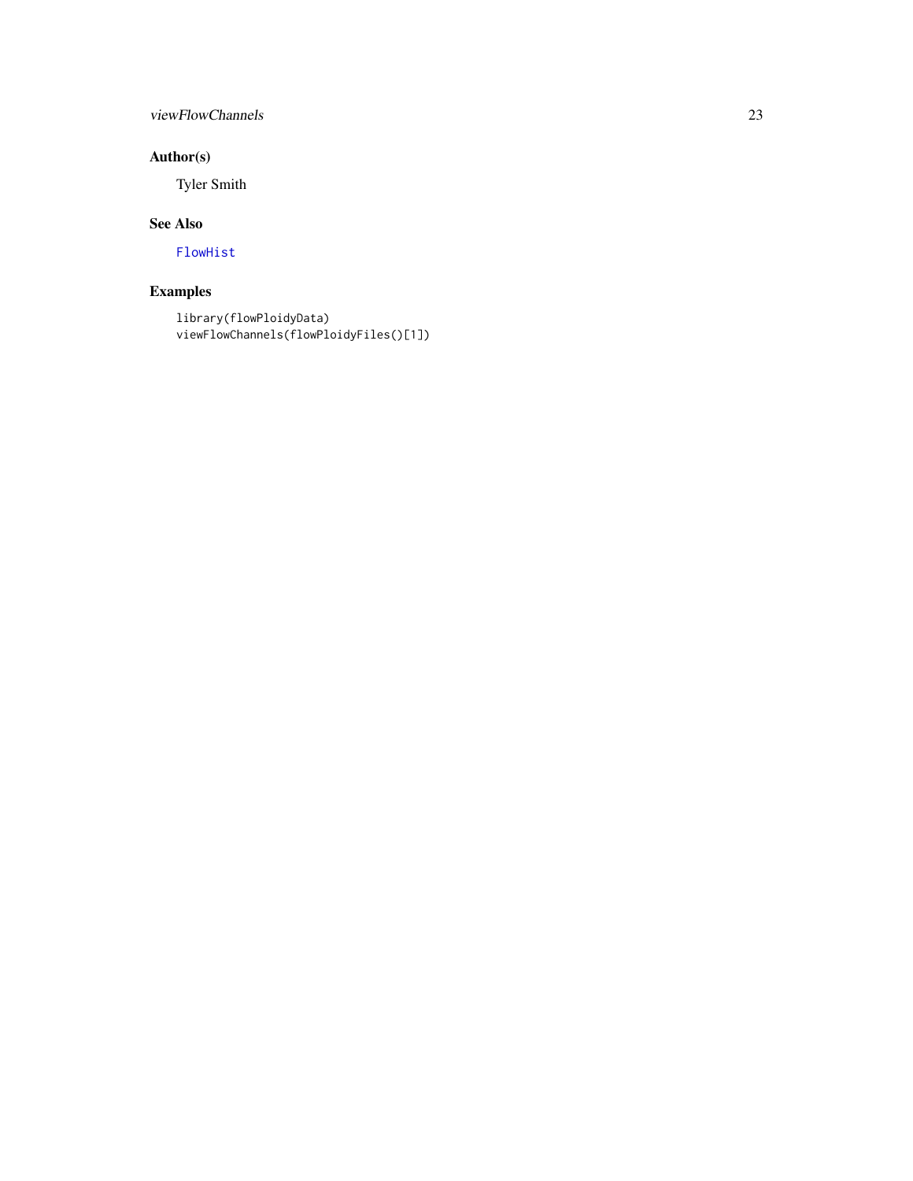## Author(s)

Tyler Smith

## See Also

FlowHist

## Examples

```
library(flowPloidyData)
viewFlowChannels(flowPloidyFiles()[1])
```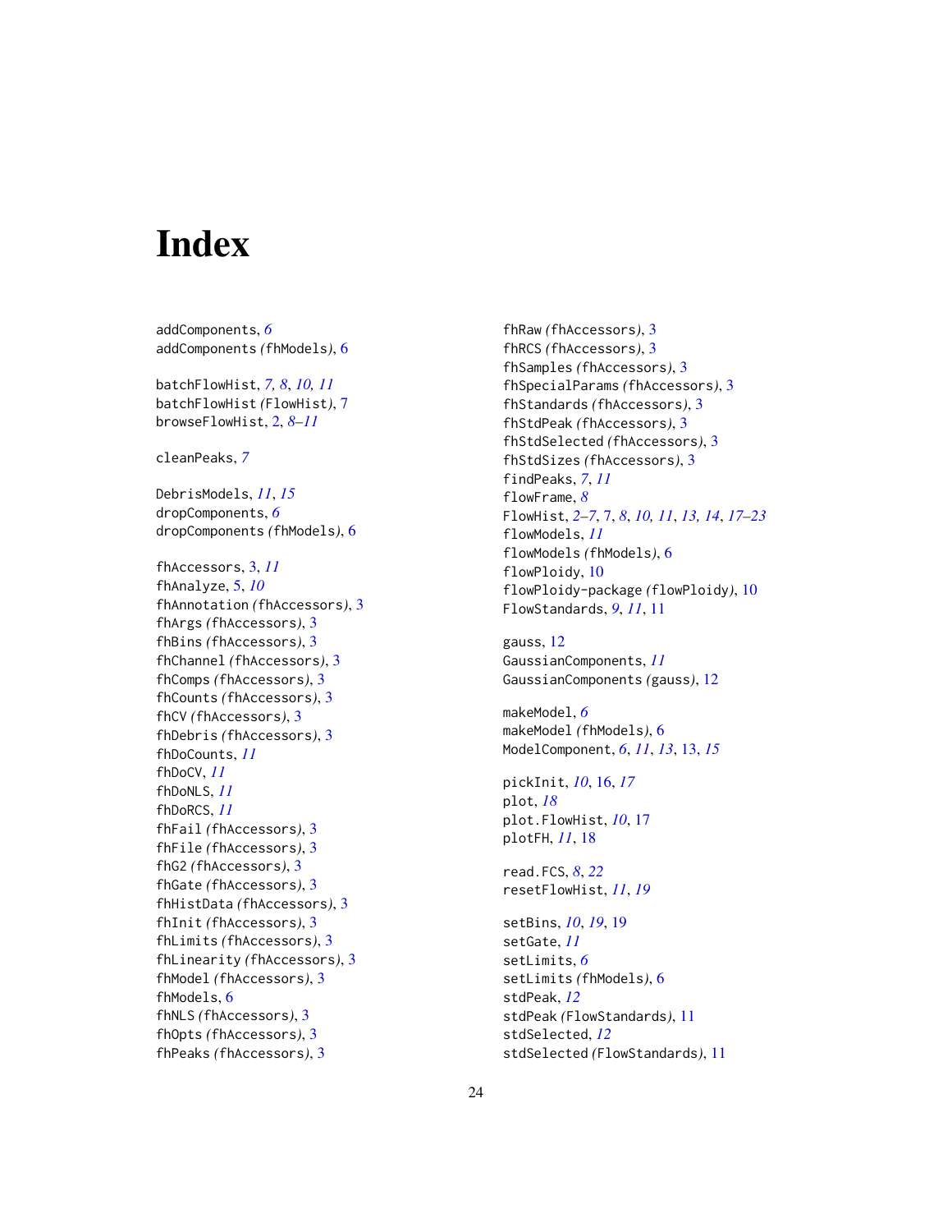# Index

addComponents, *6*
addComponents (fhModels), 6

batchFlowHist, *7, 8*, *10, 11*
batchFlowHist (FlowHist), 7
browseFlowHist, 2, *8–11*

cleanPeaks, *7*

DebrisModels, *11*, *15*
dropComponents, *6*
dropComponents (fhModels), 6

fhAccessors, 3, *11*
fhAnalyze, 5, *10*
fhAnnotation (fhAccessors), 3
fhArgs (fhAccessors), 3
fhBins (fhAccessors), 3
fhChannel (fhAccessors), 3
fhComps (fhAccessors), 3
fhCounts (fhAccessors), 3
fhCV (fhAccessors), 3
fhDebris (fhAccessors), 3
fhDoCounts, *11*
fhDoCV, *11*
fhDoNLS, *11*
fhDoRCS, *11*
fhFail (fhAccessors), 3
fhFile (fhAccessors), 3
fhG2 (fhAccessors), 3
fhGate (fhAccessors), 3
fhHistData (fhAccessors), 3
fhInit (fhAccessors), 3
fhLimits (fhAccessors), 3
fhLinearity (fhAccessors), 3
fhModel (fhAccessors), 3
fhModels, 6
fhNLS (fhAccessors), 3
fhOpts (fhAccessors), 3
fhPeaks (fhAccessors), 3
fhRaw (fhAccessors), 3
fhRCS (fhAccessors), 3
fhSamples (fhAccessors), 3
fhSpecialParams (fhAccessors), 3
fhStandards (fhAccessors), 3
fhStdPeak (fhAccessors), 3
fhStdSelected (fhAccessors), 3
fhStdSizes (fhAccessors), 3
findPeaks, *7*, *11*
flowFrame, *8*
FlowHist, *2–7*, 7, *8*, *10, 11*, *13, 14*, *17–23*
flowModels, *11*
flowModels (fhModels), 6
flowPloidy, 10
flowPloidy-package (flowPloidy), 10
FlowStandards, *9*, *11*, 11

gauss, 12
GaussianComponents, *11*
GaussianComponents (gauss), 12

makeModel, *6*
makeModel (fhModels), 6
ModelComponent, *6*, *11*, *13*, 13, *15*

pickInit, *10*, 16, *17*
plot, *18*
plot.FlowHist, *10*, 17
plotFH, *11*, 18

read.FCS, *8*, *22*
resetFlowHist, *11*, *19*

setBins, *10*, *19*, 19
setGate, *11*
setLimits, *6*
setLimits (fhModels), 6
stdPeak, *12*
stdPeak (FlowStandards), 11
stdSelected, *12*
stdSelected (FlowStandards), 11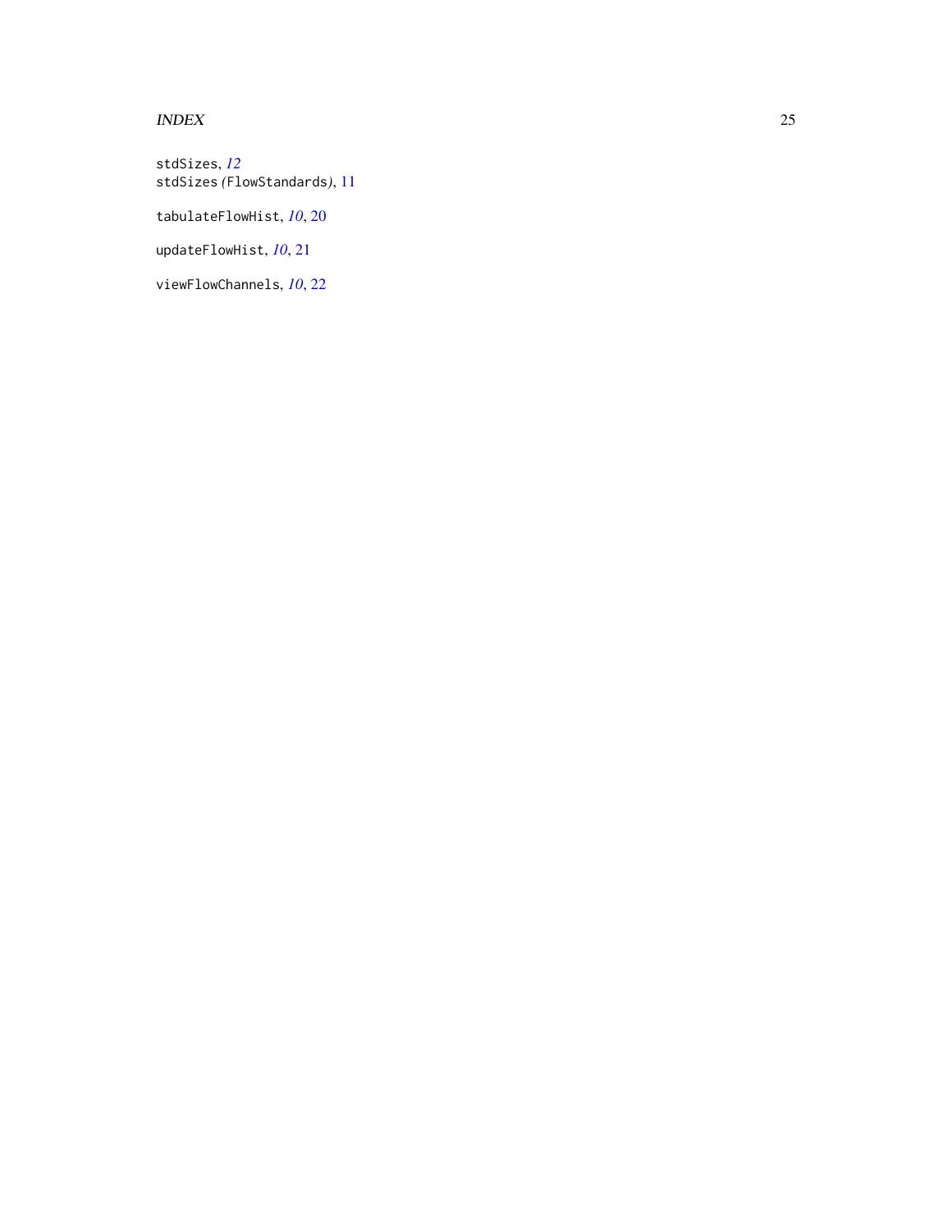stdSizes, *12*
stdSizes (FlowStandards), 11

tabulateFlowHist, *10*, 20

updateFlowHist, *10*, 21

viewFlowChannels, *10*, 22